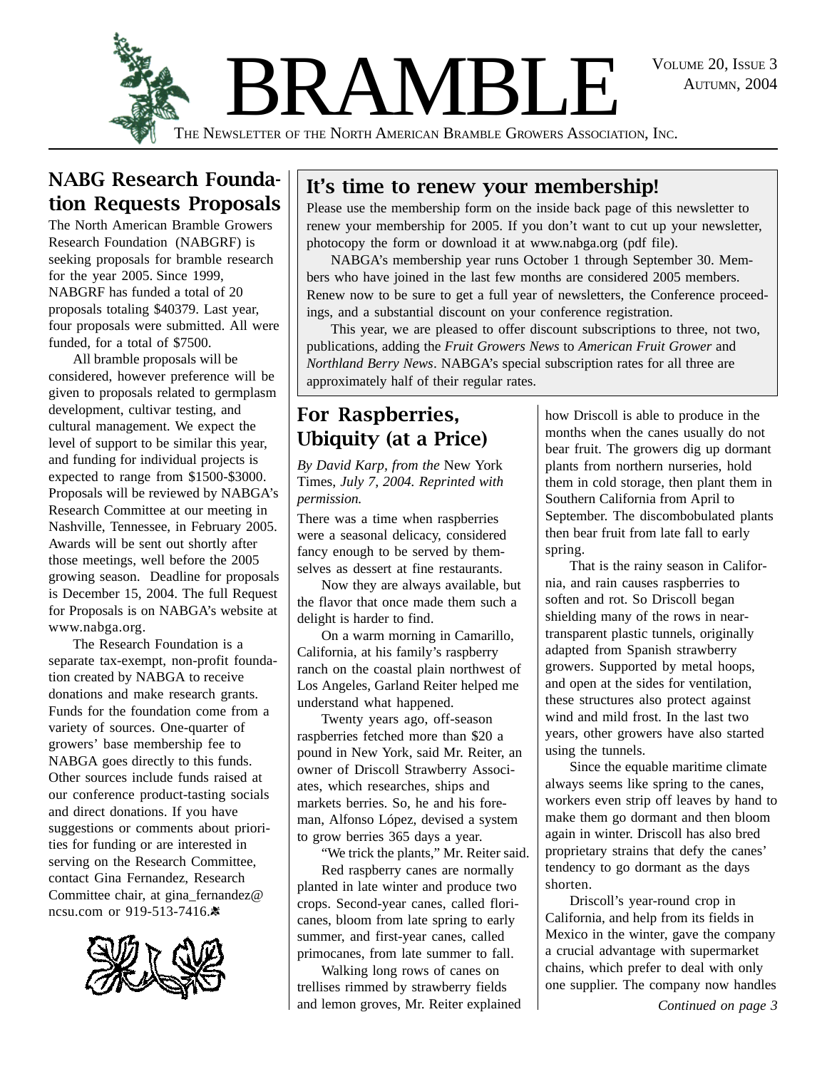# BRAMBLE

The Newsletter of the North American Bramble Growers Association, Inc.

## NABG Research Foundation Requests Proposals

The North American Bramble Growers Research Foundation (NABGRF) is seeking proposals for bramble research for the year 2005. Since 1999, NABGRF has funded a total of 20 proposals totaling $40379. Last year, four proposals were submitted. All were funded, for a total of $7500.

All bramble proposals will be considered, however preference will be given to proposals related to germplasm development, cultivar testing, and cultural management. We expect the level of support to be similar this year, and funding for individual projects is expected to range from $1500-$3000. Proposals will be reviewed by NABGA's Research Committee at our meeting in Nashville, Tennessee, in February 2005. Awards will be sent out shortly after those meetings, well before the 2005 growing season. Deadline for proposals is December 15, 2004. The full Request for Proposals is on NABGA's website at www.nabga.org.

The Research Foundation is a separate tax-exempt, non-profit foundation created by NABGA to receive donations and make research grants. Funds for the foundation come from a variety of sources. One-quarter of growers' base membership fee to NABGA goes directly to this funds. Other sources include funds raised at our conference product-tasting socials and direct donations. If you have suggestions or comments about priorities for funding or are interested in serving on the Research Committee, contact Gina Fernandez, Research Committee chair, at gina_fernandez@ncsu.com or 919-513-7416.

## It's time to renew your membership!

Please use the membership form on the inside back page of this newsletter to renew your membership for 2005. If you don't want to cut up your newsletter, photocopy the form or download it at www.nabga.org (pdf file).

NABGA's membership year runs October 1 through September 30. Members who have joined in the last few months are considered 2005 members. Renew now to be sure to get a full year of newsletters, the Conference proceedings, and a substantial discount on your conference registration.

This year, we are pleased to offer discount subscriptions to three, not two, publications, adding the *Fruit Growers News* to *American Fruit Grower* and *Northland Berry News*. NABGA's special subscription rates for all three are approximately half of their regular rates.

## For Raspberries, Ubiquity (at a Price)

*By David Karp, from the* New York Times, *July 7, 2004. Reprinted with permission.*

There was a time when raspberries were a seasonal delicacy, considered fancy enough to be served by themselves as dessert at fine restaurants.

Now they are always available, but the flavor that once made them such a delight is harder to find.

On a warm morning in Camarillo, California, at his family's raspberry ranch on the coastal plain northwest of Los Angeles, Garland Reiter helped me understand what happened.

Twenty years ago, off-season raspberries fetched more than $20 a pound in New York, said Mr. Reiter, an owner of Driscoll Strawberry Associates, which researches, ships and markets berries. So, he and his foreman, Alfonso López, devised a system to grow berries 365 days a year.

"We trick the plants," Mr. Reiter said.

Red raspberry canes are normally planted in late winter and produce two crops. Second-year canes, called floricanes, bloom from late spring to early summer, and first-year canes, called primocanes, from late summer to fall.

Walking long rows of canes on trellises rimmed by strawberry fields and lemon groves, Mr. Reiter explained how Driscoll is able to produce in the months when the canes usually do not bear fruit. The growers dig up dormant plants from northern nurseries, hold them in cold storage, then plant them in Southern California from April to September. The discombobulated plants then bear fruit from late fall to early spring.

That is the rainy season in California, and rain causes raspberries to soften and rot. So Driscoll began shielding many of the rows in near-transparent plastic tunnels, originally adapted from Spanish strawberry growers. Supported by metal hoops, and open at the sides for ventilation, these structures also protect against wind and mild frost. In the last two years, other growers have also started using the tunnels.

Since the equable maritime climate always seems like spring to the canes, workers even strip off leaves by hand to make them go dormant and then bloom again in winter. Driscoll has also bred proprietary strains that defy the canes' tendency to go dormant as the days shorten.

Driscoll's year-round crop in California, and help from its fields in Mexico in the winter, gave the company a crucial advantage with supermarket chains, which prefer to deal with only one supplier. The company now handles

*Continued on page 3*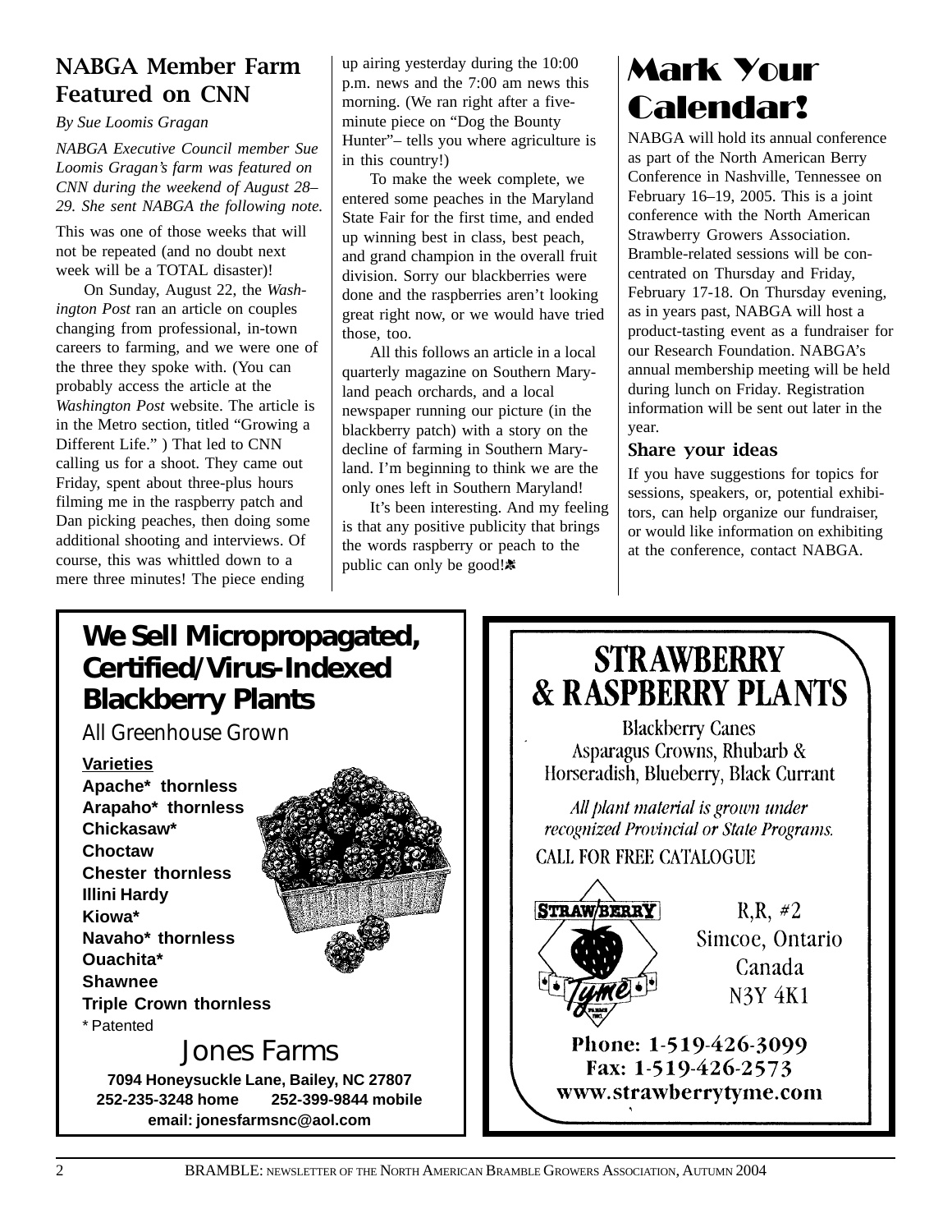## NABGA Member Farm Featured on CNN

*By Sue Loomis Gragan*

*NABGA Executive Council member Sue Loomis Gragan's farm was featured on CNN during the weekend of August 28–29. She sent NABGA the following note.*

This was one of those weeks that will not be repeated (and no doubt next week will be a TOTAL disaster)!

On Sunday, August 22, the *Washington Post* ran an article on couples changing from professional, in-town careers to farming, and we were one of the three they spoke with. (You can probably access the article at the *Washington Post* website. The article is in the Metro section, titled "Growing a Different Life." ) That led to CNN calling us for a shoot. They came out Friday, spent about three-plus hours filming me in the raspberry patch and Dan picking peaches, then doing some additional shooting and interviews. Of course, this was whittled down to a mere three minutes! The piece ending up airing yesterday during the 10:00 p.m. news and the 7:00 am news this morning. (We ran right after a five-minute piece on "Dog the Bounty Hunter"– tells you where agriculture is in this country!)

To make the week complete, we entered some peaches in the Maryland State Fair for the first time, and ended up winning best in class, best peach, and grand champion in the overall fruit division. Sorry our blackberries were done and the raspberries aren't looking great right now, or we would have tried those, too.

All this follows an article in a local quarterly magazine on Southern Maryland peach orchards, and a local newspaper running our picture (in the blackberry patch) with a story on the decline of farming in Southern Maryland. I'm beginning to think we are the only ones left in Southern Maryland!

It's been interesting. And my feeling is that any positive publicity that brings the words raspberry or peach to the public can only be good!

## Mark Your Calendar!

NABGA will hold its annual conference as part of the North American Berry Conference in Nashville, Tennessee on February 16–19, 2005. This is a joint conference with the North American Strawberry Growers Association. Bramble-related sessions will be concentrated on Thursday and Friday, February 17-18. On Thursday evening, as in years past, NABGA will host a product-tasting event as a fundraiser for our Research Foundation. NABGA's annual membership meeting will be held during lunch on Friday. Registration information will be sent out later in the year.

### Share your ideas

If you have suggestions for topics for sessions, speakers, or, potential exhibitors, can help organize our fundraiser, or would like information on exhibiting at the conference, contact NABGA.

---

**We Sell Micropropagated, Certified/Virus-Indexed Blackberry Plants**

All Greenhouse Grown

**Varieties**

**Apache\* thornless**
**Arapaho\* thornless**
**Chickasaw\***
**Choctaw**
**Chester thornless**
**Illini Hardy**
**Kiowa\***
**Navaho\* thornless**
**Ouachita\***
**Shawnee**
**Triple Crown thornless**

\* Patented

Jones Farms

**7094 Honeysuckle Lane, Bailey, NC 27807**
**252-235-3248 home 252-399-9844 mobile**
**email: jonesfarmsnc@aol.com**

---

**STRAWBERRY & RASPBERRY PLANTS**

Blackberry Canes
Asparagus Crowns, Rhubarb & Horseradish, Blueberry, Black Currant

*All plant material is grown under recognized Provincial or State Programs.*

CALL FOR FREE CATALOGUE

Strawberry Tyme Farms Inc.

R,R, #2
Simcoe, Ontario
Canada
N3Y 4K1

**Phone: 1-519-426-3099**
**Fax: 1-519-426-2573**
**www.strawberrytyme.com**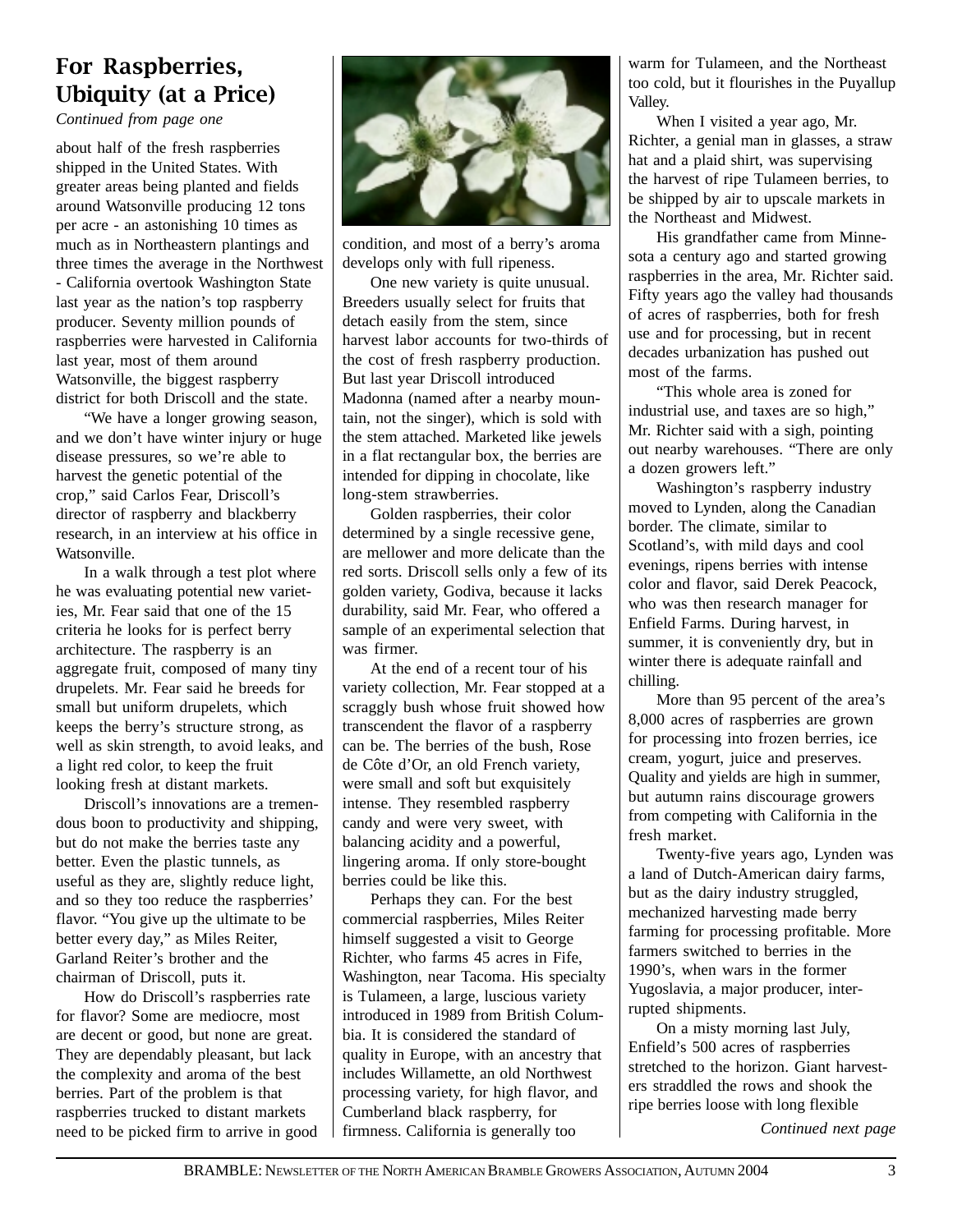## For Raspberries, Ubiquity (at a Price)

*Continued from page one*

about half of the fresh raspberries shipped in the United States. With greater areas being planted and fields around Watsonville producing 12 tons per acre - an astonishing 10 times as much as in Northeastern plantings and three times the average in the Northwest - California overtook Washington State last year as the nation's top raspberry producer. Seventy million pounds of raspberries were harvested in California last year, most of them around Watsonville, the biggest raspberry district for both Driscoll and the state.

"We have a longer growing season, and we don't have winter injury or huge disease pressures, so we're able to harvest the genetic potential of the crop," said Carlos Fear, Driscoll's director of raspberry and blackberry research, in an interview at his office in Watsonville.

In a walk through a test plot where he was evaluating potential new varieties, Mr. Fear said that one of the 15 criteria he looks for is perfect berry architecture. The raspberry is an aggregate fruit, composed of many tiny drupelets. Mr. Fear said he breeds for small but uniform drupelets, which keeps the berry's structure strong, as well as skin strength, to avoid leaks, and a light red color, to keep the fruit looking fresh at distant markets.

Driscoll's innovations are a tremendous boon to productivity and shipping, but do not make the berries taste any better. Even the plastic tunnels, as useful as they are, slightly reduce light, and so they too reduce the raspberries' flavor. "You give up the ultimate to be better every day," as Miles Reiter, Garland Reiter's brother and the chairman of Driscoll, puts it.

How do Driscoll's raspberries rate for flavor? Some are mediocre, most are decent or good, but none are great. They are dependably pleasant, but lack the complexity and aroma of the best berries. Part of the problem is that raspberries trucked to distant markets need to be picked firm to arrive in good condition, and most of a berry's aroma develops only with full ripeness.

One new variety is quite unusual. Breeders usually select for fruits that detach easily from the stem, since harvest labor accounts for two-thirds of the cost of fresh raspberry production. But last year Driscoll introduced Madonna (named after a nearby mountain, not the singer), which is sold with the stem attached. Marketed like jewels in a flat rectangular box, the berries are intended for dipping in chocolate, like long-stem strawberries.

Golden raspberries, their color determined by a single recessive gene, are mellower and more delicate than the red sorts. Driscoll sells only a few of its golden variety, Godiva, because it lacks durability, said Mr. Fear, who offered a sample of an experimental selection that was firmer.

At the end of a recent tour of his variety collection, Mr. Fear stopped at a scraggly bush whose fruit showed how transcendent the flavor of a raspberry can be. The berries of the bush, Rose de Côte d'Or, an old French variety, were small and soft but exquisitely intense. They resembled raspberry candy and were very sweet, with balancing acidity and a powerful, lingering aroma. If only store-bought berries could be like this.

Perhaps they can. For the best commercial raspberries, Miles Reiter himself suggested a visit to George Richter, who farms 45 acres in Fife, Washington, near Tacoma. His specialty is Tulameen, a large, luscious variety introduced in 1989 from British Columbia. It is considered the standard of quality in Europe, with an ancestry that includes Willamette, an old Northwest processing variety, for high flavor, and Cumberland black raspberry, for firmness. California is generally too warm for Tulameen, and the Northeast too cold, but it flourishes in the Puyallup Valley.

When I visited a year ago, Mr. Richter, a genial man in glasses, a straw hat and a plaid shirt, was supervising the harvest of ripe Tulameen berries, to be shipped by air to upscale markets in the Northeast and Midwest.

His grandfather came from Minnesota a century ago and started growing raspberries in the area, Mr. Richter said. Fifty years ago the valley had thousands of acres of raspberries, both for fresh use and for processing, but in recent decades urbanization has pushed out most of the farms.

"This whole area is zoned for industrial use, and taxes are so high," Mr. Richter said with a sigh, pointing out nearby warehouses. "There are only a dozen growers left."

Washington's raspberry industry moved to Lynden, along the Canadian border. The climate, similar to Scotland's, with mild days and cool evenings, ripens berries with intense color and flavor, said Derek Peacock, who was then research manager for Enfield Farms. During harvest, in summer, it is conveniently dry, but in winter there is adequate rainfall and chilling.

More than 95 percent of the area's 8,000 acres of raspberries are grown for processing into frozen berries, ice cream, yogurt, juice and preserves. Quality and yields are high in summer, but autumn rains discourage growers from competing with California in the fresh market.

Twenty-five years ago, Lynden was a land of Dutch-American dairy farms, but as the dairy industry struggled, mechanized harvesting made berry farming for processing profitable. More farmers switched to berries in the 1990's, when wars in the former Yugoslavia, a major producer, interrupted shipments.

On a misty morning last July, Enfield's 500 acres of raspberries stretched to the horizon. Giant harvesters straddled the rows and shook the ripe berries loose with long flexible

*Continued next page*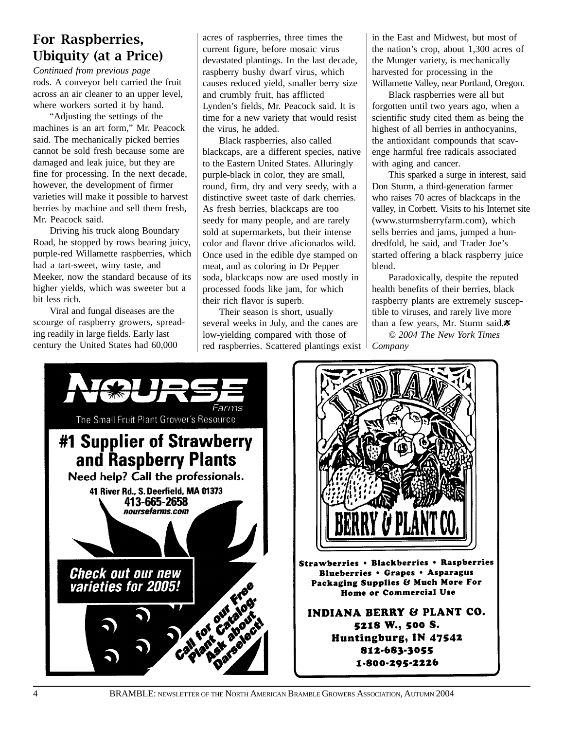## For Raspberries, Ubiquity (at a Price)

*Continued from previous page*

rods. A conveyor belt carried the fruit across an air cleaner to an upper level, where workers sorted it by hand.

"Adjusting the settings of the machines is an art form," Mr. Peacock said. The mechanically picked berries cannot be sold fresh because some are damaged and leak juice, but they are fine for processing. In the next decade, however, the development of firmer varieties will make it possible to harvest berries by machine and sell them fresh, Mr. Peacock said.

Driving his truck along Boundary Road, he stopped by rows bearing juicy, purple-red Willamette raspberries, which had a tart-sweet, winy taste, and Meeker, now the standard because of its higher yields, which was sweeter but a bit less rich.

Viral and fungal diseases are the scourge of raspberry growers, spreading readily in large fields. Early last century the United States had 60,000 acres of raspberries, three times the current figure, before mosaic virus devastated plantings. In the last decade, raspberry bushy dwarf virus, which causes reduced yield, smaller berry size and crumbly fruit, has afflicted Lynden's fields, Mr. Peacock said. It is time for a new variety that would resist the virus, he added.

Black raspberries, also called blackcaps, are a different species, native to the Eastern United States. Alluringly purple-black in color, they are small, round, firm, dry and very seedy, with a distinctive sweet taste of dark cherries. As fresh berries, blackcaps are too seedy for many people, and are rarely sold at supermarkets, but their intense color and flavor drive aficionados wild. Once used in the edible dye stamped on meat, and as coloring in Dr Pepper soda, blackcaps now are used mostly in processed foods like jam, for which their rich flavor is superb.

Their season is short, usually several weeks in July, and the canes are low-yielding compared with those of red raspberries. Scattered plantings exist in the East and Midwest, but most of the nation's crop, about 1,300 acres of the Munger variety, is mechanically harvested for processing in the Willamette Valley, near Portland, Oregon.

Black raspberries were all but forgotten until two years ago, when a scientific study cited them as being the highest of all berries in anthocyanins, the antioxidant compounds that scavenge harmful free radicals associated with aging and cancer.

This sparked a surge in interest, said Don Sturm, a third-generation farmer who raises 70 acres of blackcaps in the valley, in Corbett. Visits to his Internet site (www.sturmsberryfarm.com), which sells berries and jams, jumped a hundredfold, he said, and Trader Joe's started offering a black raspberry juice blend.

Paradoxically, despite the reputed health benefits of their berries, black raspberry plants are extremely susceptible to viruses, and rarely live more than a few years, Mr. Sturm said.

*© 2004 The New York Times Company*

---

**NOURSE Farms**
The Small Fruit Plant Grower's Resource

**#1 Supplier of Strawberry and Raspberry Plants**

Need help? Call the professionals.

41 River Rd., S. Deerfield, MA 01373
413-665-2658
noursefarms.com

*Check out our new varieties for 2005!*

Call for our Free Plant Catalog. Ask about Darselect!

---

**INDIANA BERRY & PLANT CO.**

Strawberries • Blackberries • Raspberries
Blueberries • Grapes • Asparagus
Packaging Supplies & Much More For Home or Commercial Use

**INDIANA BERRY & PLANT CO.**
5218 W., 500 S.
Huntingburg, IN 47542
812-683-3055
1-800-295-2226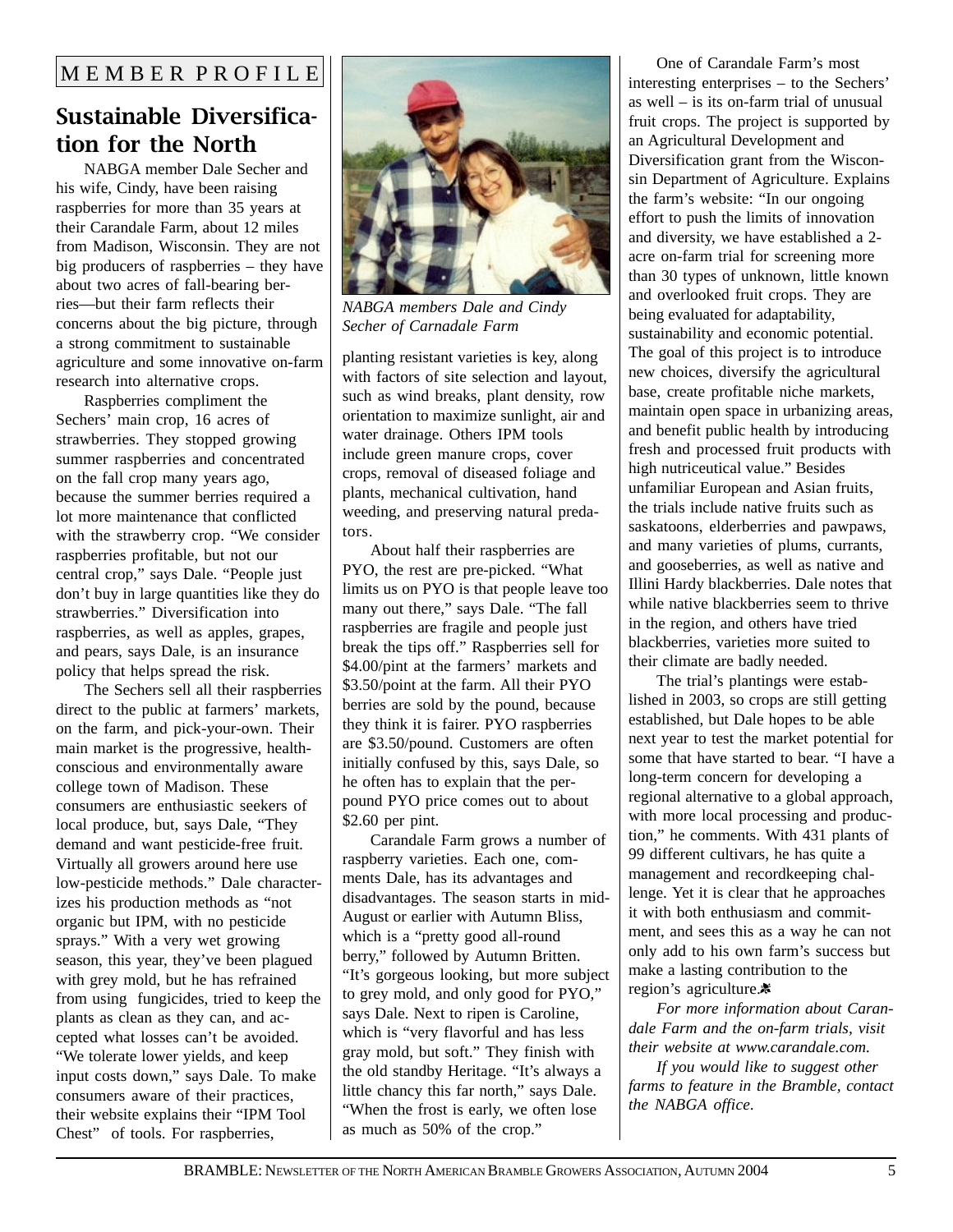MEMBER PROFILE

## Sustainable Diversification for the North

NABGA member Dale Secher and his wife, Cindy, have been raising raspberries for more than 35 years at their Carandale Farm, about 12 miles from Madison, Wisconsin. They are not big producers of raspberries – they have about two acres of fall-bearing berries—but their farm reflects their concerns about the big picture, through a strong commitment to sustainable agriculture and some innovative on-farm research into alternative crops.

Raspberries compliment the Sechers' main crop, 16 acres of strawberries. They stopped growing summer raspberries and concentrated on the fall crop many years ago, because the summer berries required a lot more maintenance that conflicted with the strawberry crop. "We consider raspberries profitable, but not our central crop," says Dale. "People just don't buy in large quantities like they do strawberries." Diversification into raspberries, as well as apples, grapes, and pears, says Dale, is an insurance policy that helps spread the risk.

The Sechers sell all their raspberries direct to the public at farmers' markets, on the farm, and pick-your-own. Their main market is the progressive, health-conscious and environmentally aware college town of Madison. These consumers are enthusiastic seekers of local produce, but, says Dale, "They demand and want pesticide-free fruit. Virtually all growers around here use low-pesticide methods." Dale characterizes his production methods as "not organic but IPM, with no pesticide sprays." With a very wet growing season, this year, they've been plagued with grey mold, but he has refrained from using fungicides, tried to keep the plants as clean as they can, and accepted what losses can't be avoided. "We tolerate lower yields, and keep input costs down," says Dale. To make consumers aware of their practices, their website explains their "IPM Tool Chest" of tools. For raspberries,

*NABGA members Dale and Cindy Secher of Carnadale Farm*

planting resistant varieties is key, along with factors of site selection and layout, such as wind breaks, plant density, row orientation to maximize sunlight, air and water drainage. Others IPM tools include green manure crops, cover crops, removal of diseased foliage and plants, mechanical cultivation, hand weeding, and preserving natural predators.

About half their raspberries are PYO, the rest are pre-picked. "What limits us on PYO is that people leave too many out there," says Dale. "The fall raspberries are fragile and people just break the tips off." Raspberries sell for $4.00/pint at the farmers' markets and $3.50/point at the farm. All their PYO berries are sold by the pound, because they think it is fairer. PYO raspberries are $3.50/pound. Customers are often initially confused by this, says Dale, so he often has to explain that the per-pound PYO price comes out to about $2.60 per pint.

Carandale Farm grows a number of raspberry varieties. Each one, comments Dale, has its advantages and disadvantages. The season starts in mid-August or earlier with Autumn Bliss, which is a "pretty good all-round berry," followed by Autumn Britten. "It's gorgeous looking, but more subject to grey mold, and only good for PYO," says Dale. Next to ripen is Caroline, which is "very flavorful and has less gray mold, but soft." They finish with the old standby Heritage. "It's always a little chancy this far north," says Dale. "When the frost is early, we often lose as much as 50% of the crop."

One of Carandale Farm's most interesting enterprises – to the Sechers' as well – is its on-farm trial of unusual fruit crops. The project is supported by an Agricultural Development and Diversification grant from the Wisconsin Department of Agriculture. Explains the farm's website: "In our ongoing effort to push the limits of innovation and diversity, we have established a 2-acre on-farm trial for screening more than 30 types of unknown, little known and overlooked fruit crops. They are being evaluated for adaptability, sustainability and economic potential. The goal of this project is to introduce new choices, diversify the agricultural base, create profitable niche markets, maintain open space in urbanizing areas, and benefit public health by introducing fresh and processed fruit products with high nutriceutical value." Besides unfamiliar European and Asian fruits, the trials include native fruits such as saskatoons, elderberries and pawpaws, and many varieties of plums, currants, and gooseberries, as well as native and Illini Hardy blackberries. Dale notes that while native blackberries seem to thrive in the region, and others have tried blackberries, varieties more suited to their climate are badly needed.

The trial's plantings were established in 2003, so crops are still getting established, but Dale hopes to be able next year to test the market potential for some that have started to bear. "I have a long-term concern for developing a regional alternative to a global approach, with more local processing and production," he comments. With 431 plants of 99 different cultivars, he has quite a management and recordkeeping challenge. Yet it is clear that he approaches it with both enthusiasm and commitment, and sees this as a way he can not only add to his own farm's success but make a lasting contribution to the region's agriculture.

*For more information about Carandale Farm and the on-farm trials, visit their website at www.carandale.com.*

*If you would like to suggest other farms to feature in the Bramble, contact the NABGA office.*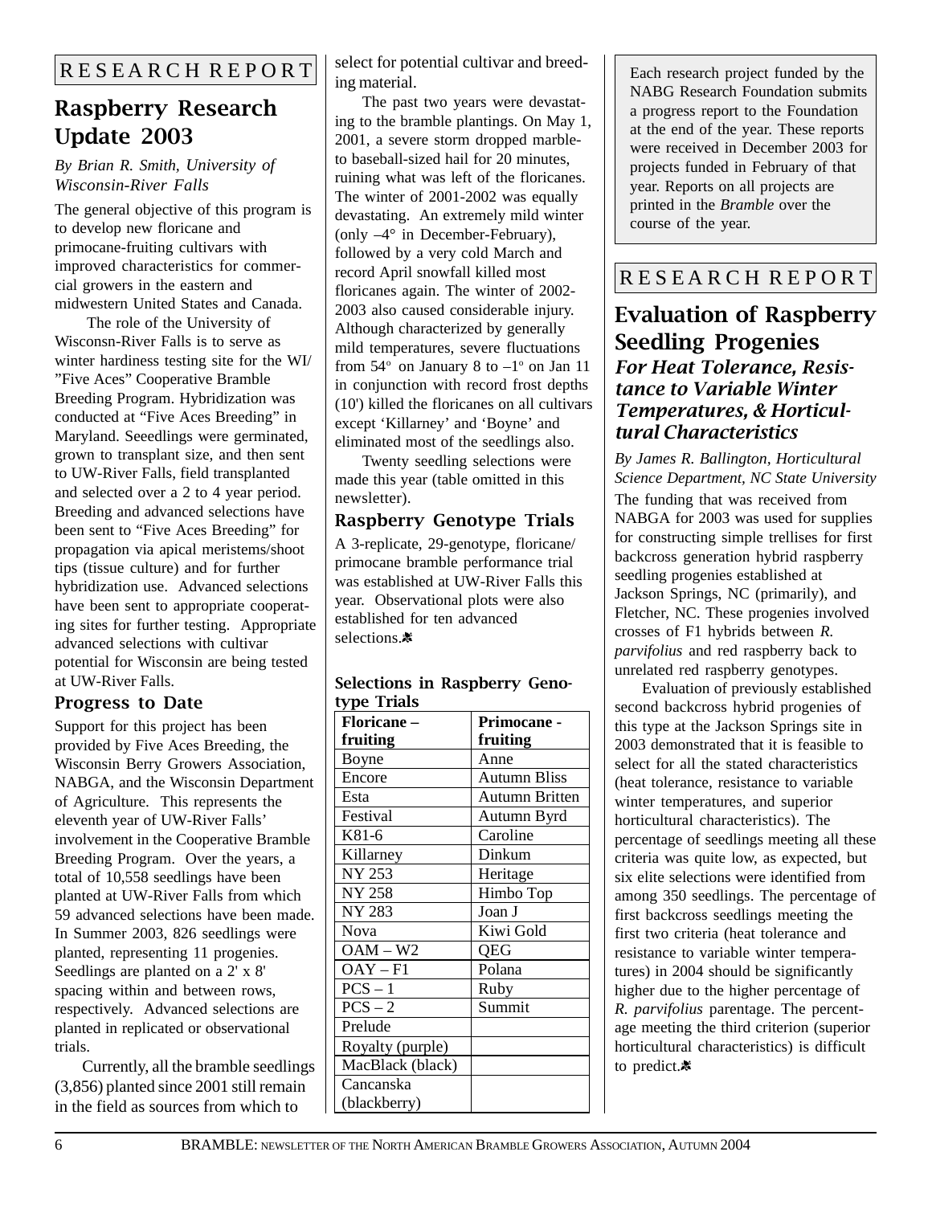RESEARCH REPORT

## Raspberry Research Update 2003

*By Brian R. Smith, University of Wisconsin-River Falls*

The general objective of this program is to develop new floricane and primocane-fruiting cultivars with improved characteristics for commercial growers in the eastern and midwestern United States and Canada.

The role of the University of Wisconsn-River Falls is to serve as winter hardiness testing site for the WI/ "Five Aces" Cooperative Bramble Breeding Program. Hybridization was conducted at "Five Aces Breeding" in Maryland. Seeedlings were germinated, grown to transplant size, and then sent to UW-River Falls, field transplanted and selected over a 2 to 4 year period. Breeding and advanced selections have been sent to "Five Aces Breeding" for propagation via apical meristems/shoot tips (tissue culture) and for further hybridization use. Advanced selections have been sent to appropriate cooperating sites for further testing. Appropriate advanced selections with cultivar potential for Wisconsin are being tested at UW-River Falls.

### Progress to Date

Support for this project has been provided by Five Aces Breeding, the Wisconsin Berry Growers Association, NABGA, and the Wisconsin Department of Agriculture. This represents the eleventh year of UW-River Falls' involvement in the Cooperative Bramble Breeding Program. Over the years, a total of 10,558 seedlings have been planted at UW-River Falls from which 59 advanced selections have been made. In Summer 2003, 826 seedlings were planted, representing 11 progenies. Seedlings are planted on a 2' x 8' spacing within and between rows, respectively. Advanced selections are planted in replicated or observational trials.

Currently, all the bramble seedlings (3,856) planted since 2001 still remain in the field as sources from which to select for potential cultivar and breeding material.

The past two years were devastating to the bramble plantings. On May 1, 2001, a severe storm dropped marble- to baseball-sized hail for 20 minutes, ruining what was left of the floricanes. The winter of 2001-2002 was equally devastating. An extremely mild winter (only –4° in December-February), followed by a very cold March and record April snowfall killed most floricanes again. The winter of 2002-2003 also caused considerable injury. Although characterized by generally mild temperatures, severe fluctuations from 54° on January 8 to –1° on Jan 11 in conjunction with record frost depths (10') killed the floricanes on all cultivars except 'Killarney' and 'Boyne' and eliminated most of the seedlings also.

Twenty seedling selections were made this year (table omitted in this newsletter).

### Raspberry Genotype Trials

A 3-replicate, 29-genotype, floricane/primocane bramble performance trial was established at UW-River Falls this year. Observational plots were also established for ten advanced selections.

**Selections in Raspberry Genotype Trials**

| Floricane – fruiting | Primocane - fruiting |
|---|---|
| Boyne | Anne |
| Encore | Autumn Bliss |
| Esta | Autumn Britten |
| Festival | Autumn Byrd |
| K81-6 | Caroline |
| Killarney | Dinkum |
| NY 253 | Heritage |
| NY 258 | Himbo Top |
| NY 283 | Joan J |
| Nova | Kiwi Gold |
| OAM – W2 | QEG |
| OAY – F1 | Polana |
| PCS – 1 | Ruby |
| PCS – 2 | Summit |
| Prelude | |
| Royalty (purple) | |
| MacBlack (black) | |
| Cancanska (blackberry) | |

Each research project funded by the NABG Research Foundation submits a progress report to the Foundation at the end of the year. These reports were received in December 2003 for projects funded in February of that year. Reports on all projects are printed in the *Bramble* over the course of the year.

RESEARCH REPORT

## Evaluation of Raspberry Seedling Progenies

### *For Heat Tolerance, Resistance to Variable Winter Temperatures, & Horticultural Characteristics*

*By James R. Ballington, Horticultural Science Department, NC State University*

The funding that was received from NABGA for 2003 was used for supplies for constructing simple trellises for first backcross generation hybrid raspberry seedling progenies established at Jackson Springs, NC (primarily), and Fletcher, NC. These progenies involved crosses of F1 hybrids between *R. parvifolius* and red raspberry back to unrelated red raspberry genotypes.

Evaluation of previously established second backcross hybrid progenies of this type at the Jackson Springs site in 2003 demonstrated that it is feasible to select for all the stated characteristics (heat tolerance, resistance to variable winter temperatures, and superior horticultural characteristics). The percentage of seedlings meeting all these criteria was quite low, as expected, but six elite selections were identified from among 350 seedlings. The percentage of first backcross seedlings meeting the first two criteria (heat tolerance and resistance to variable winter temperatures) in 2004 should be significantly higher due to the higher percentage of *R. parvifolius* parentage. The percentage meeting the third criterion (superior horticultural characteristics) is difficult to predict.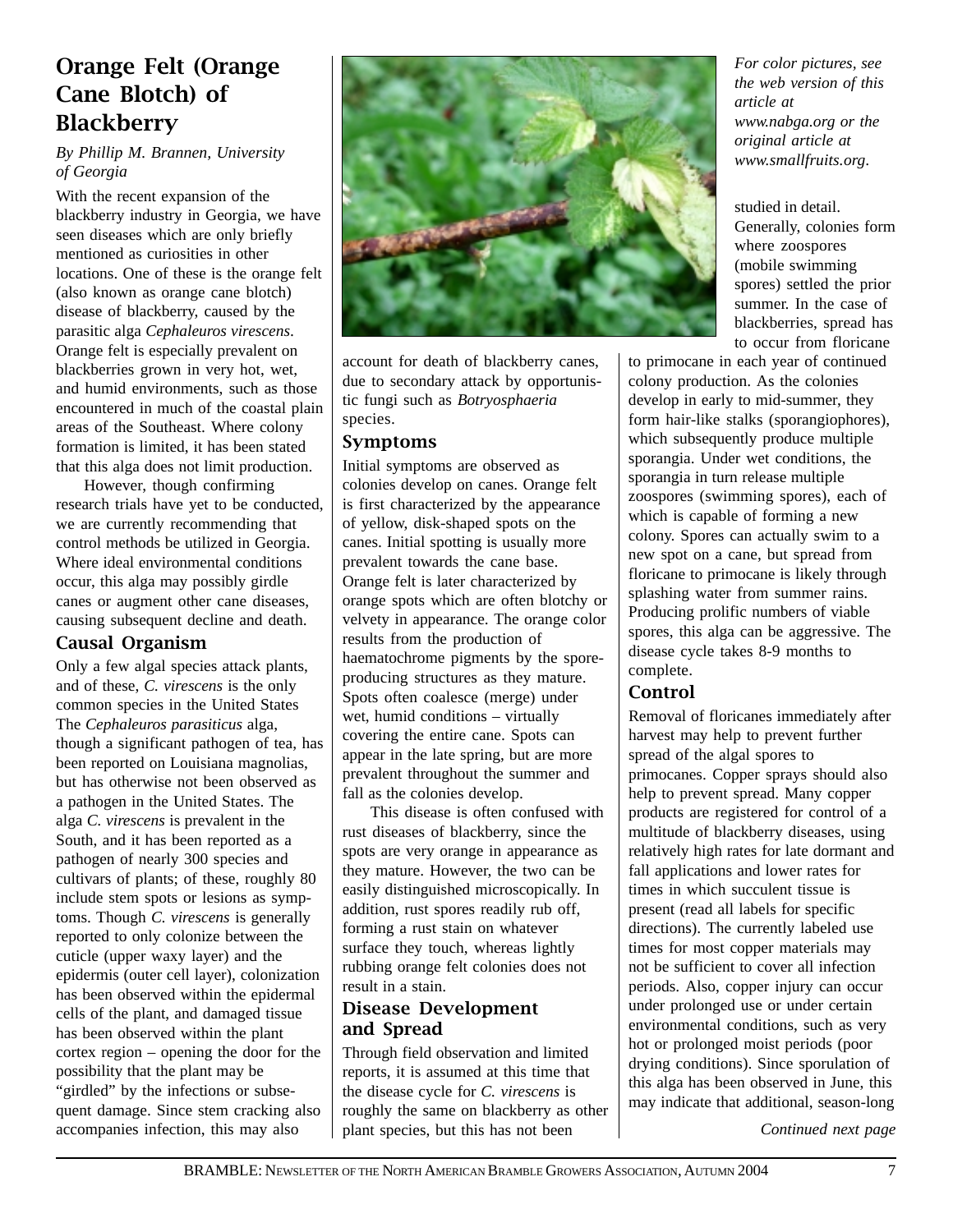# Orange Felt (Orange Cane Blotch) of Blackberry

*By Phillip M. Brannen, University of Georgia*

*For color pictures, see the web version of this article at www.nabga.org or the original article at www.smallfruits.org.*

With the recent expansion of the blackberry industry in Georgia, we have seen diseases which are only briefly mentioned as curiosities in other locations. One of these is the orange felt (also known as orange cane blotch) disease of blackberry, caused by the parasitic alga *Cephaleuros virescens*. Orange felt is especially prevalent on blackberries grown in very hot, wet, and humid environments, such as those encountered in much of the coastal plain areas of the Southeast. Where colony formation is limited, it has been stated that this alga does not limit production.

However, though confirming research trials have yet to be conducted, we are currently recommending that control methods be utilized in Georgia. Where ideal environmental conditions occur, this alga may possibly girdle canes or augment other cane diseases, causing subsequent decline and death.

## Causal Organism

Only a few algal species attack plants, and of these, *C. virescens* is the only common species in the United States The *Cephaleuros parasiticus* alga, though a significant pathogen of tea, has been reported on Louisiana magnolias, but has otherwise not been observed as a pathogen in the United States. The alga *C. virescens* is prevalent in the South, and it has been reported as a pathogen of nearly 300 species and cultivars of plants; of these, roughly 80 include stem spots or lesions as symptoms. Though *C. virescens* is generally reported to only colonize between the cuticle (upper waxy layer) and the epidermis (outer cell layer), colonization has been observed within the epidermal cells of the plant, and damaged tissue has been observed within the plant cortex region – opening the door for the possibility that the plant may be "girdled" by the infections or subsequent damage. Since stem cracking also accompanies infection, this may also account for death of blackberry canes, due to secondary attack by opportunistic fungi such as *Botryosphaeria* species.

## Symptoms

Initial symptoms are observed as colonies develop on canes. Orange felt is first characterized by the appearance of yellow, disk-shaped spots on the canes. Initial spotting is usually more prevalent towards the cane base. Orange felt is later characterized by orange spots which are often blotchy or velvety in appearance. The orange color results from the production of haematochrome pigments by the spore-producing structures as they mature. Spots often coalesce (merge) under wet, humid conditions – virtually covering the entire cane. Spots can appear in the late spring, but are more prevalent throughout the summer and fall as the colonies develop.

This disease is often confused with rust diseases of blackberry, since the spots are very orange in appearance as they mature. However, the two can be easily distinguished microscopically. In addition, rust spores readily rub off, forming a rust stain on whatever surface they touch, whereas lightly rubbing orange felt colonies does not result in a stain.

## Disease Development and Spread

Through field observation and limited reports, it is assumed at this time that the disease cycle for *C. virescens* is roughly the same on blackberry as other plant species, but this has not been studied in detail. Generally, colonies form where zoospores (mobile swimming spores) settled the prior summer. In the case of blackberries, spread has to occur from floricane to primocane in each year of continued colony production. As the colonies develop in early to mid-summer, they form hair-like stalks (sporangiophores), which subsequently produce multiple sporangia. Under wet conditions, the sporangia in turn release multiple zoospores (swimming spores), each of which is capable of forming a new colony. Spores can actually swim to a new spot on a cane, but spread from floricane to primocane is likely through splashing water from summer rains. Producing prolific numbers of viable spores, this alga can be aggressive. The disease cycle takes 8-9 months to complete.

## Control

Removal of floricanes immediately after harvest may help to prevent further spread of the algal spores to primocanes. Copper sprays should also help to prevent spread. Many copper products are registered for control of a multitude of blackberry diseases, using relatively high rates for late dormant and fall applications and lower rates for times in which succulent tissue is present (read all labels for specific directions). The currently labeled use times for most copper materials may not be sufficient to cover all infection periods. Also, copper injury can occur under prolonged use or under certain environmental conditions, such as very hot or prolonged moist periods (poor drying conditions). Since sporulation of this alga has been observed in June, this may indicate that additional, season-long

*Continued next page*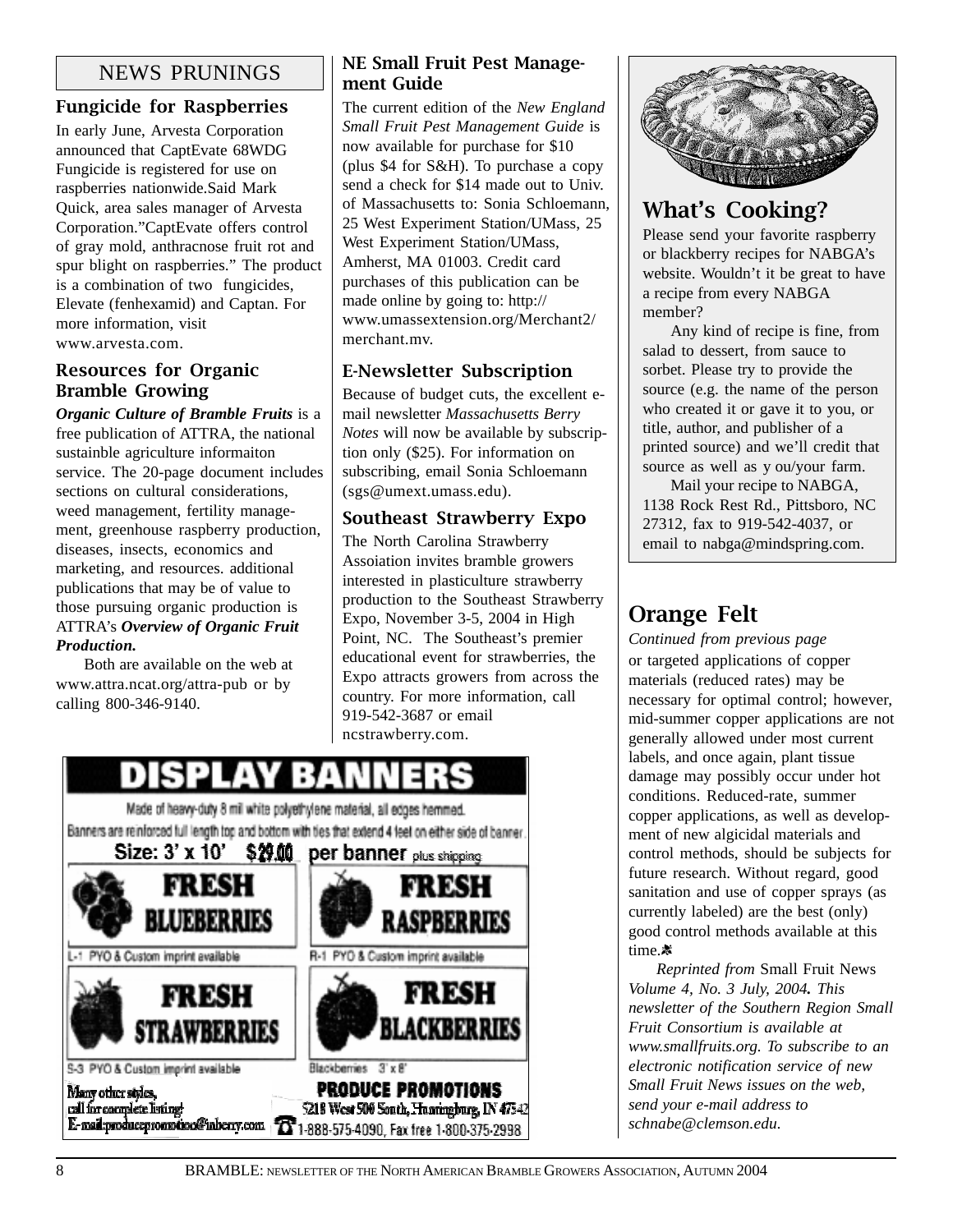## NEWS PRUNINGS

### Fungicide for Raspberries

In early June, Arvesta Corporation announced that CaptEvate 68WDG Fungicide is registered for use on raspberries nationwide.Said Mark Quick, area sales manager of Arvesta Corporation."CaptEvate offers control of gray mold, anthracnose fruit rot and spur blight on raspberries." The product is a combination of two fungicides, Elevate (fenhexamid) and Captan. For more information, visit www.arvesta.com.

### Resources for Organic Bramble Growing

***Organic Culture of Bramble Fruits*** is a free publication of ATTRA, the national sustainble agriculture informaiton service. The 20-page document includes sections on cultural considerations, weed management, fertility management, greenhouse raspberry production, diseases, insects, economics and marketing, and resources. additional publications that may be of value to those pursuing organic production is ATTRA's ***Overview of Organic Fruit Production.***

Both are available on the web at www.attra.ncat.org/attra-pub or by calling 800-346-9140.

### NE Small Fruit Pest Management Guide

The current edition of the *New England Small Fruit Pest Management Guide* is now available for purchase for $10 (plus $4 for S&H). To purchase a copy send a check for $14 made out to Univ. of Massachusetts to: Sonia Schloemann, 25 West Experiment Station/UMass, 25 West Experiment Station/UMass, Amherst, MA 01003. Credit card purchases of this publication can be made online by going to: http://www.umassextension.org/Merchant2/merchant.mv.

### E-Newsletter Subscription

Because of budget cuts, the excellent e-mail newsletter *Massachusetts Berry Notes* will now be available by subscription only ($25). For information on subscribing, email Sonia Schloemann (sgs@umext.umass.edu).

### Southeast Strawberry Expo

The North Carolina Strawberry Assoiation invites bramble growers interested in plasticulture strawberry production to the Southeast Strawberry Expo, November 3-5, 2004 in High Point, NC. The Southeast's premier educational event for strawberries, the Expo attracts growers from across the country. For more information, call 919-542-3687 or email ncstrawberry.com.

## DISPLAY BANNERS

Made of heavy-duty 8 mil white polyethylene material, all edges hemmed.

Banners are reinforced full length top and bottom with ties that extend 4 feet on either side of banner.

**Size: 3' x 10' $29.00 per banner** plus shipping

**FRESH BLUEBERRIES** — L-1 PYO & Custom imprint available

**FRESH RASPBERRIES** — R-1 PYO & Custom imprint available

**FRESH STRAWBERRIES** — S-3 PYO & Custom imprint available

**FRESH BLACKBERRIES** — Blackberries 3' x 8'

Many other styles, call for complete listing!
E-mail: producepromotion@inberry.com

**PRODUCE PROMOTIONS**
5218 West 500 South, Huntingburg, IN 47542
1-888-575-4090, Fax free 1-800-375-2938

## What's Cooking?

Please send your favorite raspberry or blackberry recipes for NABGA's website. Wouldn't it be great to have a recipe from every NABGA member?

Any kind of recipe is fine, from salad to dessert, from sauce to sorbet. Please try to provide the source (e.g. the name of the person who created it or gave it to you, or title, author, and publisher of a printed source) and we'll credit that source as well as y ou/your farm.

Mail your recipe to NABGA, 1138 Rock Rest Rd., Pittsboro, NC 27312, fax to 919-542-4037, or email to nabga@mindspring.com.

## Orange Felt

*Continued from previous page*

or targeted applications of copper materials (reduced rates) may be necessary for optimal control; however, mid-summer copper applications are not generally allowed under most current labels, and once again, plant tissue damage may possibly occur under hot conditions. Reduced-rate, summer copper applications, as well as development of new algicidal materials and control methods, should be subjects for future research. Without regard, good sanitation and use of copper sprays (as currently labeled) are the best (only) good control methods available at this time.

*Reprinted from* Small Fruit News *Volume 4, No. 3 July, 2004. This newsletter of the Southern Region Small Fruit Consortium is available at www.smallfruits.org. To subscribe to an electronic notification service of new Small Fruit News issues on the web, send your e-mail address to schnabe@clemson.edu.*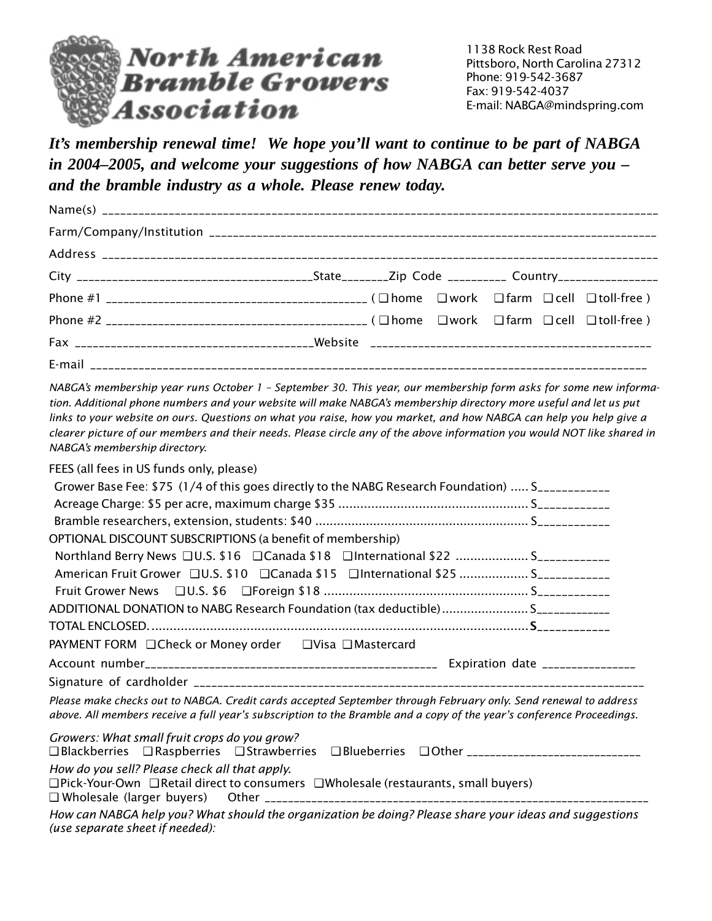# North American Bramble Growers Association

1138 Rock Rest Road
Pittsboro, North Carolina 27312
Phone: 919-542-3687
Fax: 919-542-4037
E-mail: NABGA@mindspring.com

***It's membership renewal time! We hope you'll want to continue to be part of NABGA in 2004–2005, and welcome your suggestions of how NABGA can better serve you – and the bramble industry as a whole. Please renew today.***

Name(s) ________________________________________________________________________________________

Farm/Company/Institution __________________________________________________________________________

Address ________________________________________________________________________________________

City ____________________________________State________Zip Code __________ Country_________________

Phone #1 ___________________________________________ ( ❑ home ❑ work ❑ farm ❑ cell ❑ toll-free )

Phone #2 ___________________________________________ ( ❑ home ❑ work ❑ farm ❑ cell ❑ toll-free )

Fax _______________________________________Website _______________________________________________

E-mail ________________________________________________________________________________________

*NABGA's membership year runs October 1 – September 30. This year, our membership form asks for some new information. Additional phone numbers and your website will make NABGA's membership directory more useful and let us put links to your website on ours. Questions on what you raise, how you market, and how NABGA can help you help give a clearer picture of our members and their needs. Please circle any of the above information you would NOT like shared in NABGA's membership directory.*

FEES (all fees in US funds only, please)

Grower Base Fee: $75 (1/4 of this goes directly to the NABG Research Foundation) ..... $___________

Acreage Charge: $5 per acre, maximum charge $35 .................................................... $___________

Bramble researchers, extension, students: $40 ........................................................... $___________

OPTIONAL DISCOUNT SUBSCRIPTIONS (a benefit of membership)

Northland Berry News ❑U.S. $16 ❑Canada $18 ❑International $22 .................... $___________

American Fruit Grower ❑U.S. $10 ❑Canada $15 ❑International $25 .................. $___________

Fruit Grower News ❑U.S. $6 ❑Foreign $18 ....................................................... $___________

ADDITIONAL DONATION to NABG Research Foundation (tax deductible)........................ $___________

TOTAL ENCLOSED. ...................................................................................................... **$**___________

PAYMENT FORM ❑Check or Money order ❑Visa ❑Mastercard

Account number_________________________________________________ Expiration date _______________

Signature of cardholder ___________________________________________________________________________

*Please make checks out to NABGA. Credit cards accepted September through February only. Send renewal to address above. All members receive a full year's subscription to the Bramble and a copy of the year's conference Proceedings.*

*Growers: What small fruit crops do you grow?*
❑Blackberries ❑Raspberries ❑Strawberries ❑Blueberries ❑Other _____________________________

*How do you sell? Please check all that apply.*
❑Pick-Your-Own ❑Retail direct to consumers ❑Wholesale (restaurants, small buyers)
❑ Wholesale (larger buyers) Other ________________________________________________________________

*How can NABGA help you? What should the organization be doing? Please share your ideas and suggestions (use separate sheet if needed):*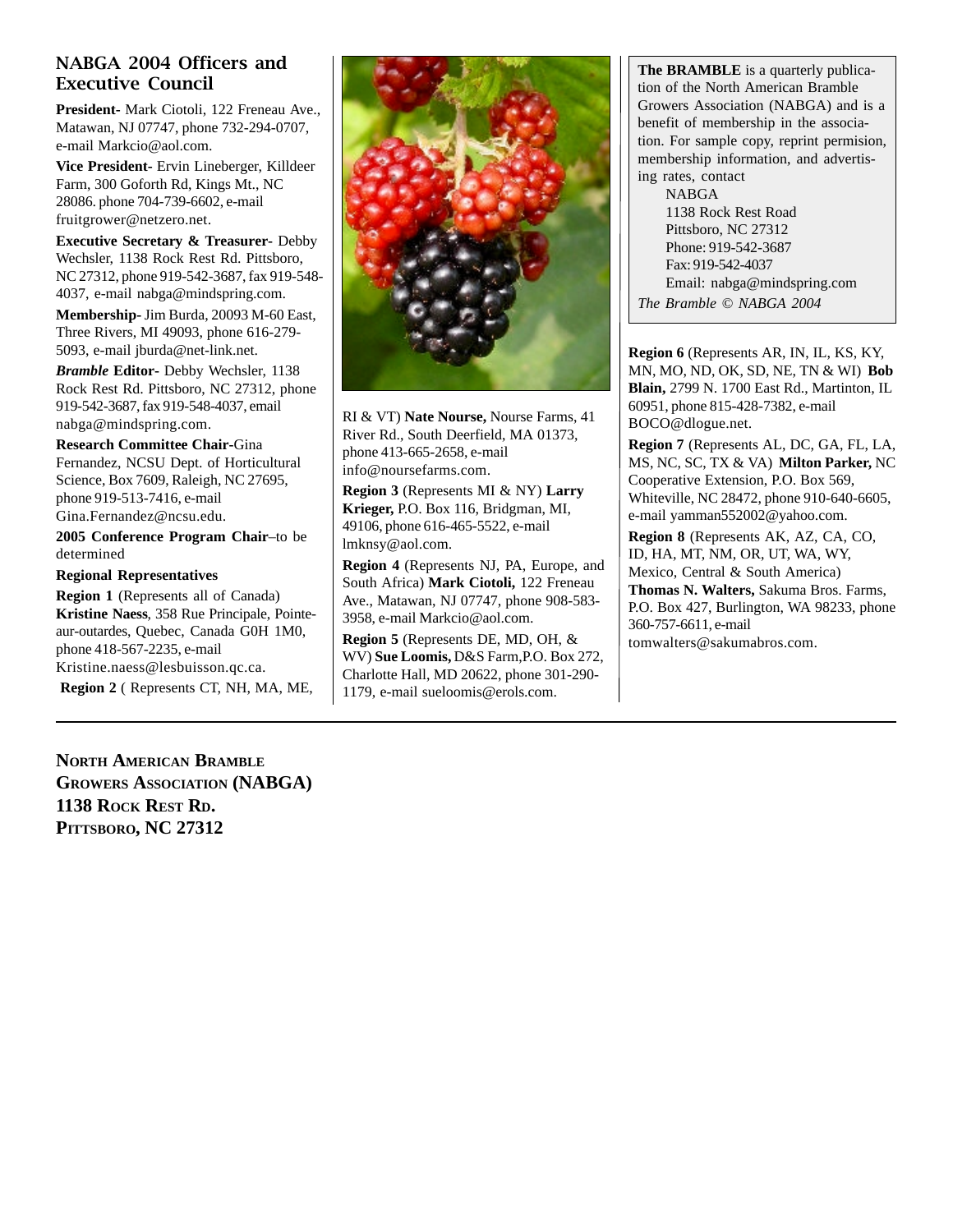## NABGA 2004 Officers and Executive Council

**President-** Mark Ciotoli, 122 Freneau Ave., Matawan, NJ 07747, phone 732-294-0707, e-mail Markcio@aol.com.

**Vice President-** Ervin Lineberger, Killdeer Farm, 300 Goforth Rd, Kings Mt., NC 28086. phone 704-739-6602, e-mail fruitgrower@netzero.net.

**Executive Secretary & Treasurer-** Debby Wechsler, 1138 Rock Rest Rd. Pittsboro, NC 27312, phone 919-542-3687, fax 919-548-4037, e-mail nabga@mindspring.com.

**Membership-** Jim Burda, 20093 M-60 East, Three Rivers, MI 49093, phone 616-279-5093, e-mail jburda@net-link.net.

***Bramble* Editor-** Debby Wechsler, 1138 Rock Rest Rd. Pittsboro, NC 27312, phone 919-542-3687, fax 919-548-4037, email nabga@mindspring.com.

**Research Committee Chair-**Gina Fernandez, NCSU Dept. of Horticultural Science, Box 7609, Raleigh, NC 27695, phone 919-513-7416, e-mail Gina.Fernandez@ncsu.edu.

**2005 Conference Program Chair**–to be determined

**Regional Representatives**

**Region 1** (Represents all of Canada) **Kristine Naess**, 358 Rue Principale, Pointe-aur-outardes, Quebec, Canada G0H 1M0, phone 418-567-2235, e-mail Kristine.naess@lesbuisson.qc.ca.

**Region 2** ( Represents CT, NH, MA, ME, RI & VT) **Nate Nourse,** Nourse Farms, 41 River Rd., South Deerfield, MA 01373, phone 413-665-2658, e-mail info@noursefarms.com.

**Region 3** (Represents MI & NY) **Larry Krieger,** P.O. Box 116, Bridgman, MI, 49106, phone 616-465-5522, e-mail lmknsy@aol.com.

**Region 4** (Represents NJ, PA, Europe, and South Africa) **Mark Ciotoli,** 122 Freneau Ave., Matawan, NJ 07747, phone 908-583-3958, e-mail Markcio@aol.com.

**Region 5** (Represents DE, MD, OH, & WV) **Sue Loomis,** D&S Farm,P.O. Box 272, Charlotte Hall, MD 20622, phone 301-290-1179, e-mail sueloomis@erols.com.

**The BRAMBLE** is a quarterly publication of the North American Bramble Growers Association (NABGA) and is a benefit of membership in the association. For sample copy, reprint permision, membership information, and advertising rates, contact

NABGA
1138 Rock Rest Road
Pittsboro, NC 27312
Phone: 919-542-3687
Fax: 919-542-4037
Email: nabga@mindspring.com

*The Bramble © NABGA 2004*

**Region 6** (Represents AR, IN, IL, KS, KY, MN, MO, ND, OK, SD, NE, TN & WI) **Bob Blain,** 2799 N. 1700 East Rd., Martinton, IL 60951, phone 815-428-7382, e-mail BOCO@dlogue.net.

**Region 7** (Represents AL, DC, GA, FL, LA, MS, NC, SC, TX & VA) **Milton Parker,** NC Cooperative Extension, P.O. Box 569, Whiteville, NC 28472, phone 910-640-6605, e-mail yamman552002@yahoo.com.

**Region 8** (Represents AK, AZ, CA, CO, ID, HA, MT, NM, OR, UT, WA, WY, Mexico, Central & South America) **Thomas N. Walters,** Sakuma Bros. Farms, P.O. Box 427, Burlington, WA 98233, phone 360-757-6611, e-mail tomwalters@sakumabros.com.

---

**North American Bramble Growers Association (NABGA)**
**1138 Rock Rest Rd.**
**Pittsboro, NC 27312**